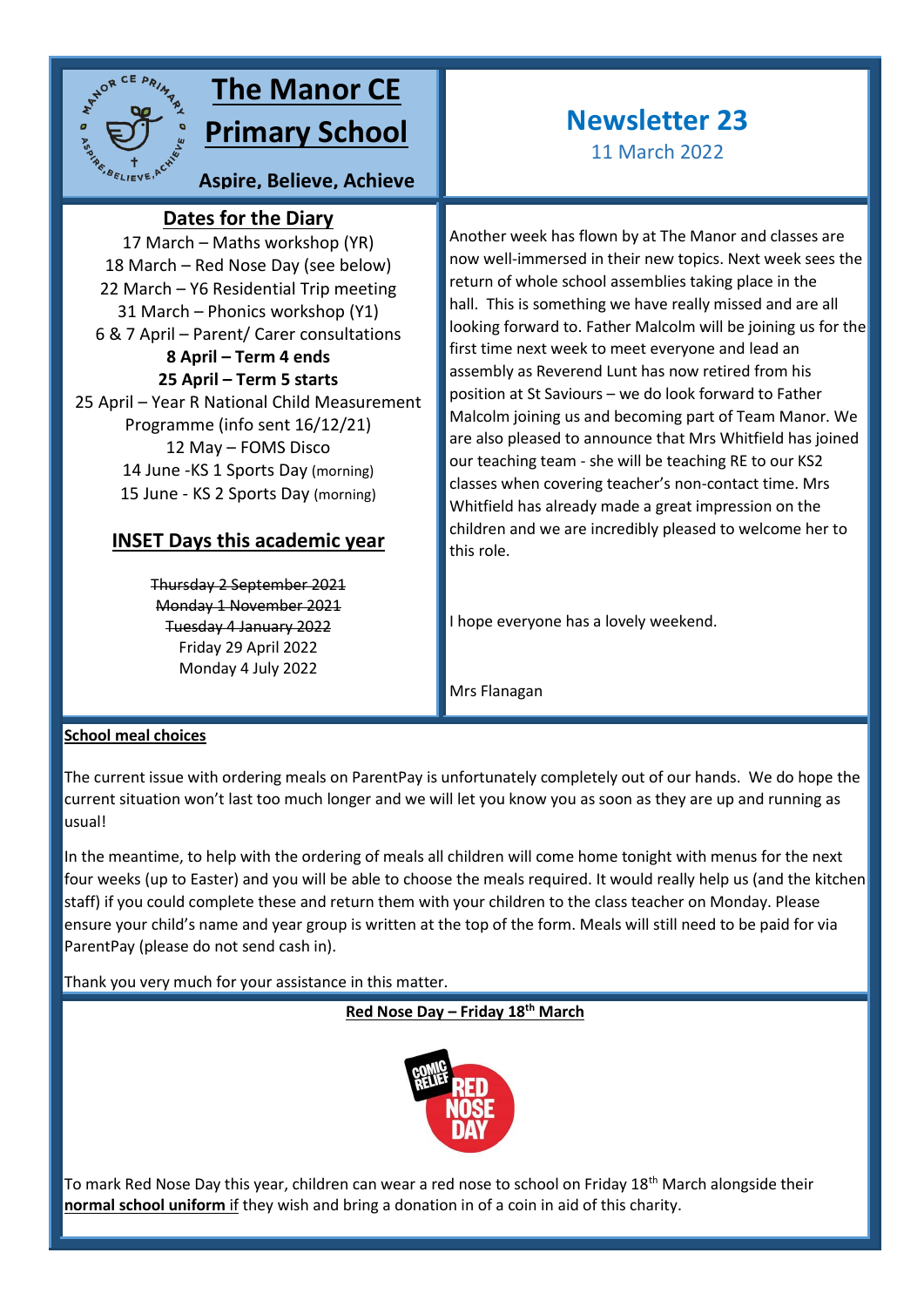# The Manor CE Primary School

**Aspire, Believe, Achieve**

## Newsletter 23

11 March 2022

## Dates for the Diary

17 March – Maths workshop (YR)
18 March – Red Nose Day (see below)
22 March – Y6 Residential Trip meeting
31 March – Phonics workshop (Y1)
6 & 7 April – Parent/ Carer consultations
**8 April – Term 4 ends**
**25 April – Term 5 starts**
25 April – Year R National Child Measurement Programme (info sent 16/12/21)
12 May – FOMS Disco
14 June -KS 1 Sports Day (morning)
15 June - KS 2 Sports Day (morning)

## INSET Days this academic year

~~Thursday 2 September 2021~~
~~Monday 1 November 2021~~
~~Tuesday 4 January 2022~~
Friday 29 April 2022
Monday 4 July 2022

Another week has flown by at The Manor and classes are now well-immersed in their new topics. Next week sees the return of whole school assemblies taking place in the hall. This is something we have really missed and are all looking forward to. Father Malcolm will be joining us for the first time next week to meet everyone and lead an assembly as Reverend Lunt has now retired from his position at St Saviours – we do look forward to Father Malcolm joining us and becoming part of Team Manor. We are also pleased to announce that Mrs Whitfield has joined our teaching team - she will be teaching RE to our KS2 classes when covering teacher's non-contact time. Mrs Whitfield has already made a great impression on the children and we are incredibly pleased to welcome her to this role.

I hope everyone has a lovely weekend.

Mrs Flanagan

**School meal choices**

The current issue with ordering meals on ParentPay is unfortunately completely out of our hands. We do hope the current situation won't last too much longer and we will let you know you as soon as they are up and running as usual!

In the meantime, to help with the ordering of meals all children will come home tonight with menus for the next four weeks (up to Easter) and you will be able to choose the meals required. It would really help us (and the kitchen staff) if you could complete these and return them with your children to the class teacher on Monday. Please ensure your child's name and year group is written at the top of the form. Meals will still need to be paid for via ParentPay (please do not send cash in).

Thank you very much for your assistance in this matter.

**Red Nose Day – Friday 18th March**

To mark Red Nose Day this year, children can wear a red nose to school on Friday 18th March alongside their **normal school uniform** if they wish and bring a donation in of a coin in aid of this charity.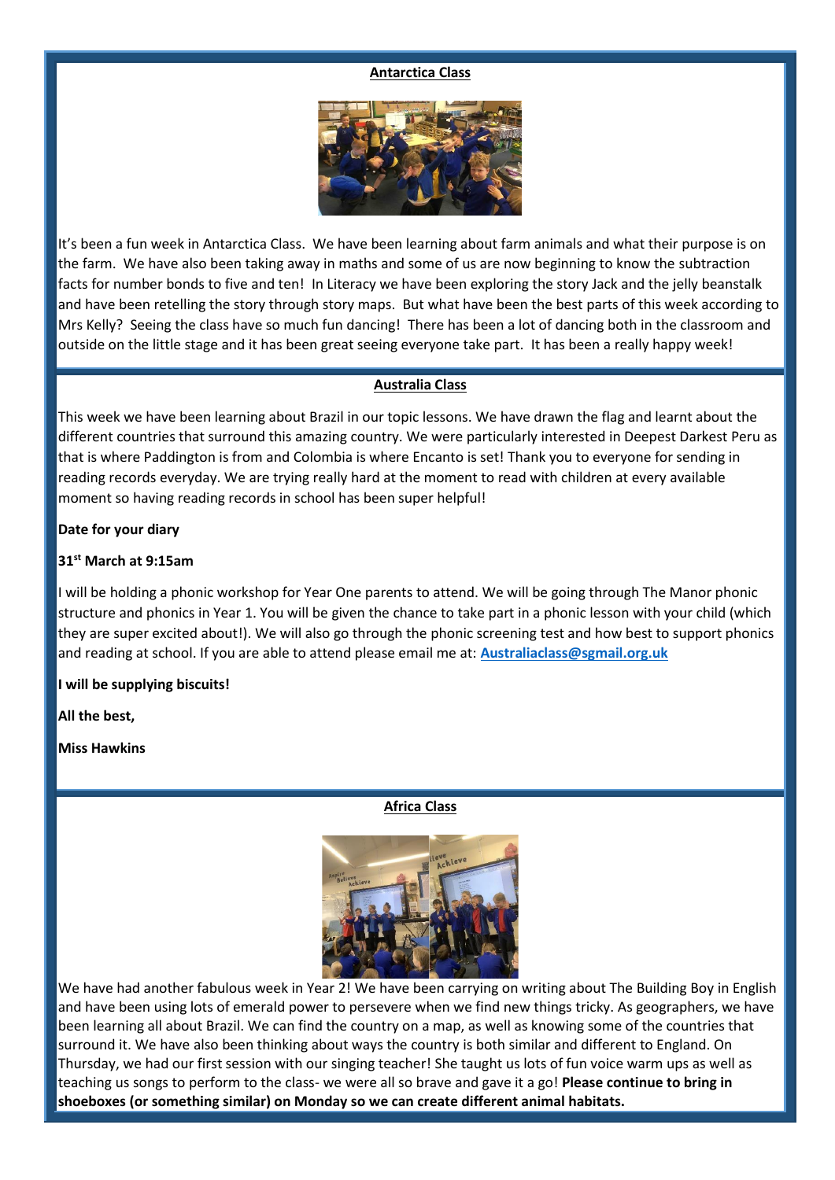## Antarctica Class

It's been a fun week in Antarctica Class. We have been learning about farm animals and what their purpose is on the farm. We have also been taking away in maths and some of us are now beginning to know the subtraction facts for number bonds to five and ten! In Literacy we have been exploring the story Jack and the jelly beanstalk and have been retelling the story through story maps. But what have been the best parts of this week according to Mrs Kelly? Seeing the class have so much fun dancing! There has been a lot of dancing both in the classroom and outside on the little stage and it has been great seeing everyone take part. It has been a really happy week!

## Australia Class

This week we have been learning about Brazil in our topic lessons. We have drawn the flag and learnt about the different countries that surround this amazing country. We were particularly interested in Deepest Darkest Peru as that is where Paddington is from and Colombia is where Encanto is set! Thank you to everyone for sending in reading records everyday. We are trying really hard at the moment to read with children at every available moment so having reading records in school has been super helpful!

**Date for your diary**

**31st March at 9:15am**

I will be holding a phonic workshop for Year One parents to attend. We will be going through The Manor phonic structure and phonics in Year 1. You will be given the chance to take part in a phonic lesson with your child (which they are super excited about!). We will also go through the phonic screening test and how best to support phonics and reading at school. If you are able to attend please email me at: **Australiaclass@sgmail.org.uk**

**I will be supplying biscuits!**

**All the best,**

**Miss Hawkins**

## Africa Class

We have had another fabulous week in Year 2! We have been carrying on writing about The Building Boy in English and have been using lots of emerald power to persevere when we find new things tricky. As geographers, we have been learning all about Brazil. We can find the country on a map, as well as knowing some of the countries that surround it. We have also been thinking about ways the country is both similar and different to England. On Thursday, we had our first session with our singing teacher! She taught us lots of fun voice warm ups as well as teaching us songs to perform to the class- we were all so brave and gave it a go! **Please continue to bring in shoeboxes (or something similar) on Monday so we can create different animal habitats.**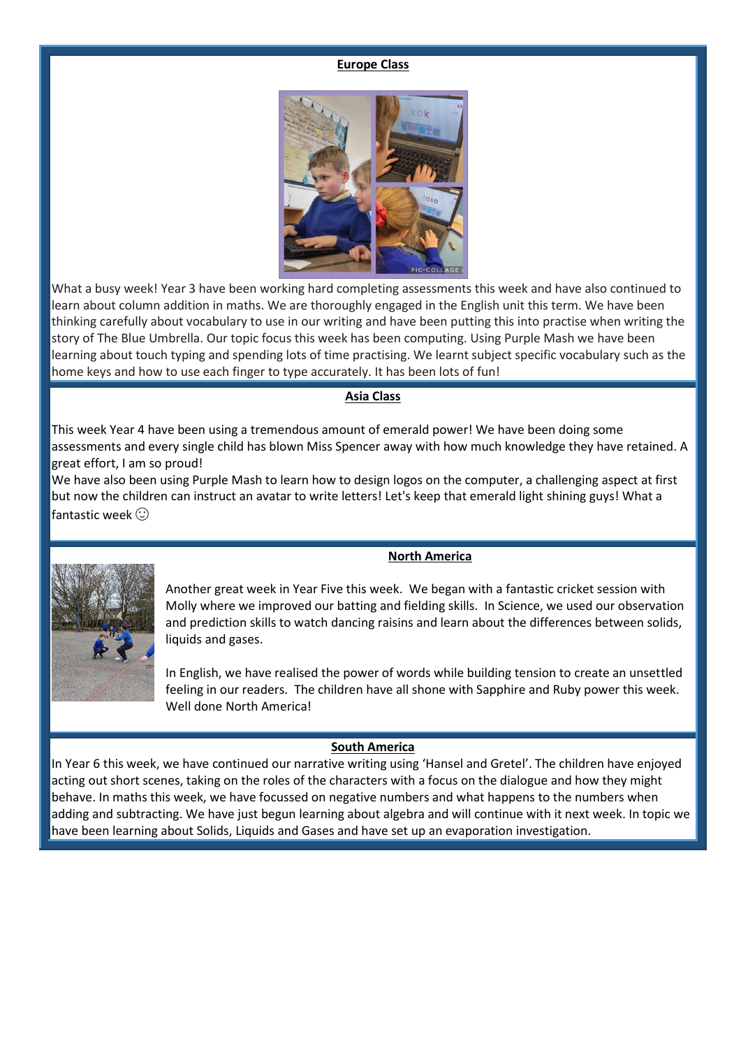**Europe Class**

What a busy week! Year 3 have been working hard completing assessments this week and have also continued to learn about column addition in maths. We are thoroughly engaged in the English unit this term. We have been thinking carefully about vocabulary to use in our writing and have been putting this into practise when writing the story of The Blue Umbrella. Our topic focus this week has been computing. Using Purple Mash we have been learning about touch typing and spending lots of time practising. We learnt subject specific vocabulary such as the home keys and how to use each finger to type accurately. It has been lots of fun!

**Asia Class**

This week Year 4 have been using a tremendous amount of emerald power! We have been doing some assessments and every single child has blown Miss Spencer away with how much knowledge they have retained. A great effort, I am so proud!

We have also been using Purple Mash to learn how to design logos on the computer, a challenging aspect at first but now the children can instruct an avatar to write letters! Let's keep that emerald light shining guys! What a fantastic week ☺

**North America**

Another great week in Year Five this week. We began with a fantastic cricket session with Molly where we improved our batting and fielding skills. In Science, we used our observation and prediction skills to watch dancing raisins and learn about the differences between solids, liquids and gases.

In English, we have realised the power of words while building tension to create an unsettled feeling in our readers. The children have all shone with Sapphire and Ruby power this week. Well done North America!

**South America**

In Year 6 this week, we have continued our narrative writing using 'Hansel and Gretel'. The children have enjoyed acting out short scenes, taking on the roles of the characters with a focus on the dialogue and how they might behave. In maths this week, we have focussed on negative numbers and what happens to the numbers when adding and subtracting. We have just begun learning about algebra and will continue with it next week. In topic we have been learning about Solids, Liquids and Gases and have set up an evaporation investigation.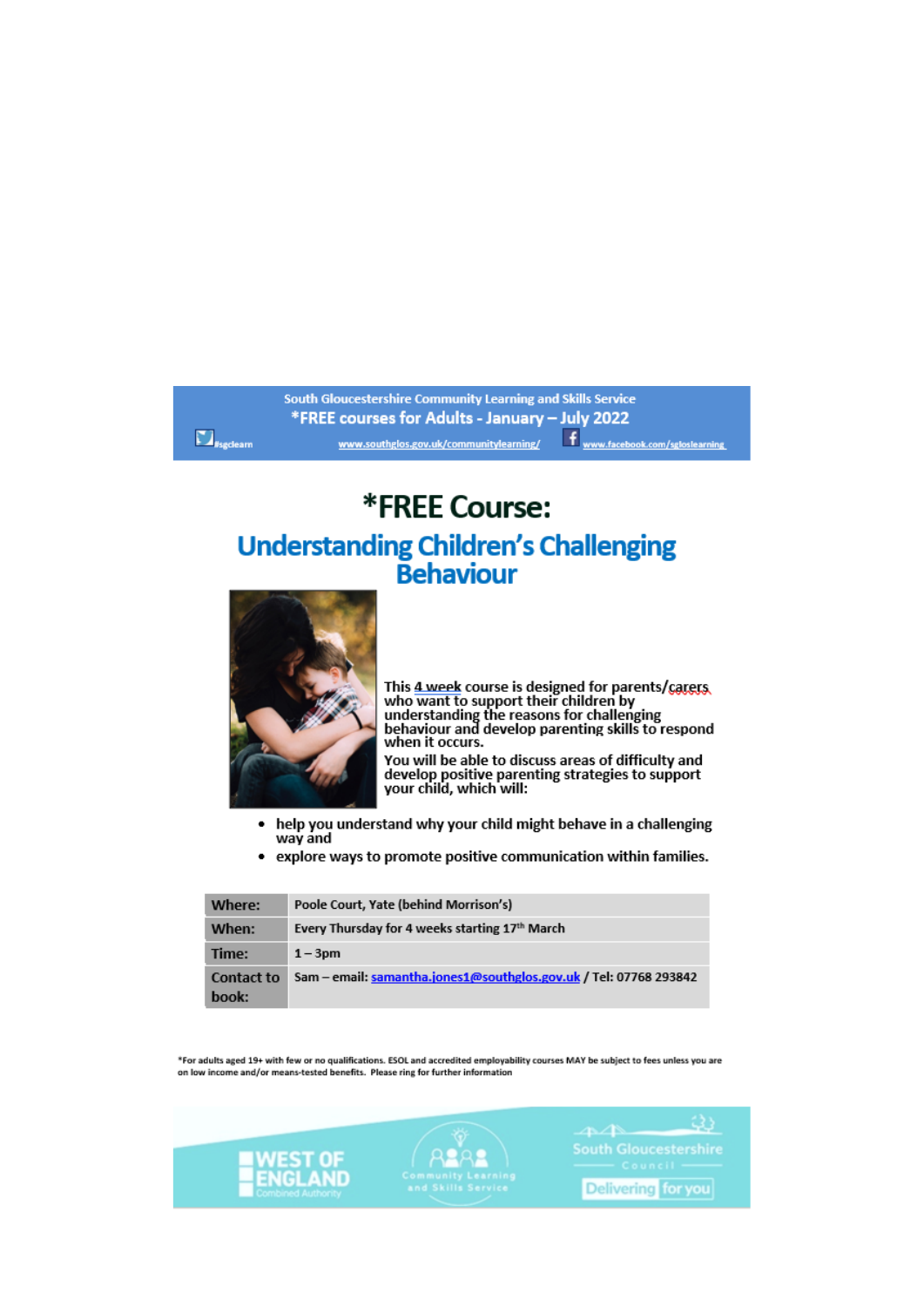South Gloucestershire Community Learning and Skills Service

*FREE courses for Adults - January – July 2022

#sgclearn www.southglos.gov.uk/communitylearning/ www.facebook.com/sgloslearning

# *FREE Course:

## Understanding Children's Challenging Behaviour

This 4 week course is designed for parents/carers who want to support their children by understanding the reasons for challenging behaviour and develop parenting skills to respond when it occurs.

You will be able to discuss areas of difficulty and develop positive parenting strategies to support your child, which will:

- help you understand why your child might behave in a challenging way and
- explore ways to promote positive communication within families.

| | |
|---|---|
| **Where:** | Poole Court, Yate (behind Morrison's) |
| **When:** | Every Thursday for 4 weeks starting 17th March |
| **Time:** | 1 – 3pm |
| **Contact to book:** | Sam – email: samantha.jones1@southglos.gov.uk / Tel: 07768 293842 |

*For adults aged 19+ with few or no qualifications. ESOL and accredited employability courses MAY be subject to fees unless you are on low income and/or means-tested benefits. Please ring for further information

WEST OF ENGLAND Combined Authority

Community Learning and Skills Service

South Gloucestershire Council Delivering for you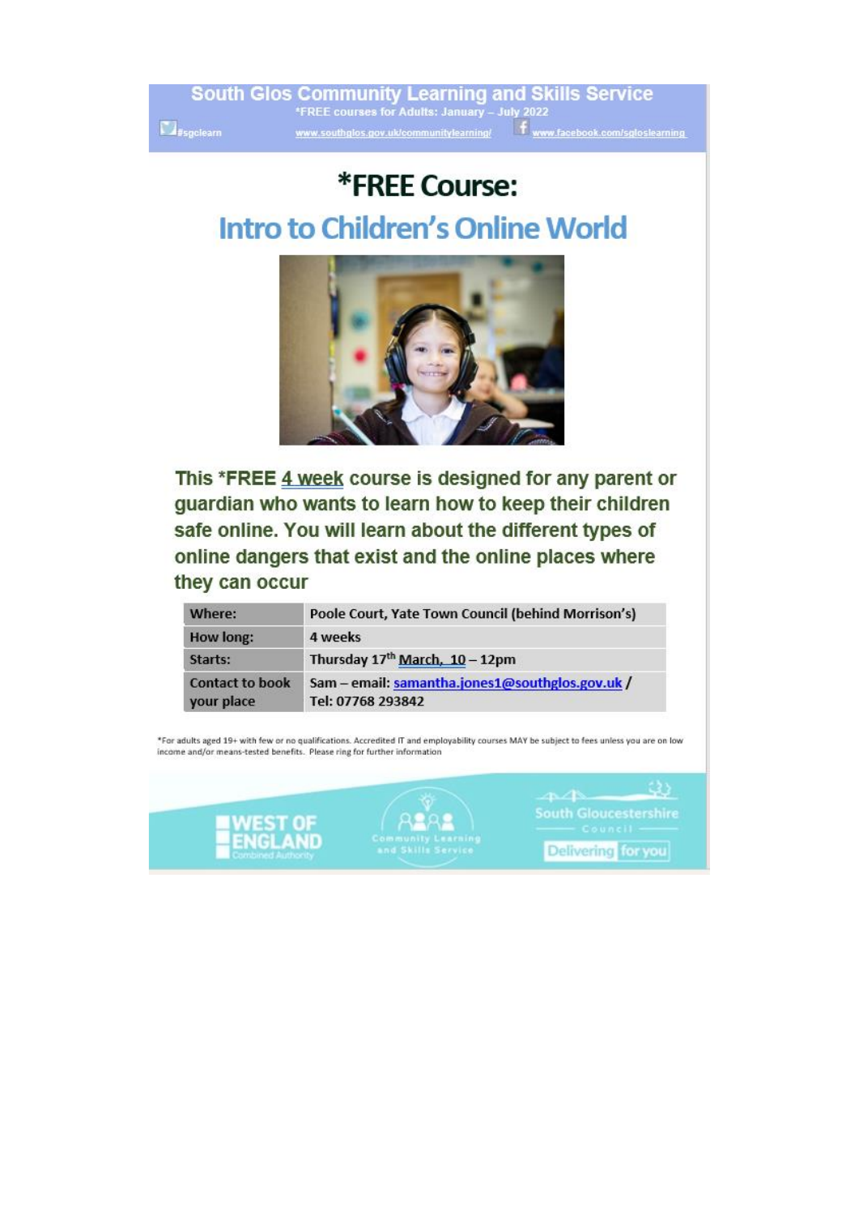South Glos Community Learning and Skills Service

*FREE courses for Adults: January – July 2022

#sgclearn www.southglos.gov.uk/communitylearning/ www.facebook.com/sgloslearning

# *FREE Course:

## Intro to Children's Online World

**This *FREE 4 week course is designed for any parent or guardian who wants to learn how to keep their children safe online. You will learn about the different types of online dangers that exist and the online places where they can occur**

| | |
|---|---|
| **Where:** | **Poole Court, Yate Town Council (behind Morrison's)** |
| **How long:** | **4 weeks** |
| **Starts:** | **Thursday 17th March, 10 – 12pm** |
| **Contact to book your place** | **Sam – email: samantha.jones1@southglos.gov.uk / Tel: 07768 293842** |

*For adults aged 19+ with few or no qualifications. Accredited IT and employability courses MAY be subject to fees unless you are on low income and/or means-tested benefits. Please ring for further information

WEST OF ENGLAND Combined Authority

Community Learning and Skills Service

South Gloucestershire Council – Delivering for you